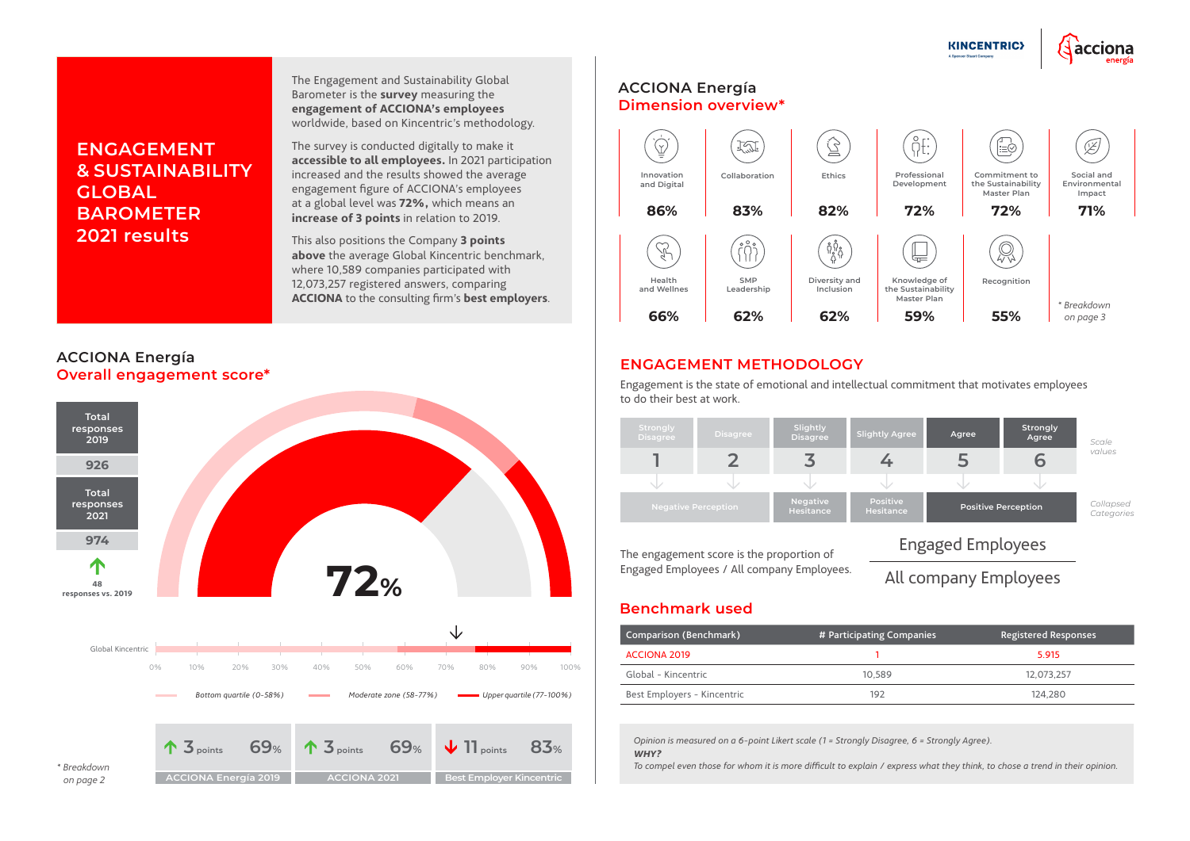# ENGAGEMENT & SUSTAINABILITY GLOBAL BAROMETER 2021 results

The Engagement and Sustainability Global Barometer is the **survey** measuring the **engagement of ACCIONA's employees** worldwide, based on Kincentric's methodology.

The survey is conducted digitally to make it **accessible to all employees.** In 2021 participation increased and the results showed the average engagement figure of ACCIONA's employees at a global level was **72%,** which means an **increase of 3 points** in relation to 2019.

This also positions the Company **3 points above** the average Global Kincentric benchmark, where 10,589 companies participated with 12,073,257 registered answers, comparing **ACCIONA** to the consulting firm's **best employers**.

## ACCIONA Energía
## Overall engagement score*

| Total responses 2019 | Total responses 2021 |
|---|---|
| 926 | 974 |

↑ 48 responses vs. 2019

**72%**

Global Kincentric: 0% 10% 20% 30% 40% 50% 60% 70% 80% 90% 100%

*Bottom quartile (0-58%)* — *Moderate zone (58-77%)* — *Upper quartile (77-100%)*

| ↑ 3 points 69% | ↑ 3 points 69% | ↓ 11 points 83% |
|---|---|---|
| ACCIONA Energía 2019 | ACCIONA 2021 | Best Employer Kincentric |

*\* Breakdown on page 2*

## ACCIONA Energía
## Dimension overview*

| Innovation and Digital | Collaboration | Ethics | Professional Development | Commitment to the Sustainability Master Plan | Social and Environmental Impact |
|---|---|---|---|---|---|
| 86% | 83% | 82% | 72% | 72% | 71% |

| Health and Wellnes | SMP Leadership | Diversity and Inclusion | Knowledge of the Sustainability Master Plan | Recognition |
|---|---|---|---|---|
| 66% | 62% | 62% | 59% | 55% |

*\* Breakdown on page 3*

## ENGAGEMENT METHODOLOGY

Engagement is the state of emotional and intellectual commitment that motivates employees to do their best at work.

| Strongly Disagree | Disagree | Slightly Disagree | Slightly Agree | Agree | Strongly Agree | *Scale values* |
|---|---|---|---|---|---|---|
| 1 | 2 | 3 | 4 | 5 | 6 | |
| Negative Perception | | Negative Hesitance | Positive Hesitance | Positive Perception | | *Collapsed Categories* |

The engagement score is the proportion of Engaged Employees / All company Employees.

$$\frac{\text{Engaged Employees}}{\text{All company Employees}}$$

## Benchmark used

| Comparison (Benchmark) | # Participating Companies | Registered Responses |
|---|---|---|
| ACCIONA 2019 | 1 | 5.915 |
| Global - Kincentric | 10,589 | 12,073,257 |
| Best Employers - Kincentric | 192 | 124,280 |

*Opinion is measured on a 6-point Likert scale (1 = Strongly Disagree, 6 = Strongly Agree).*
***WHY?***
*To compel even those for whom it is more difficult to explain / express what they think, to chose a trend in their opinion.*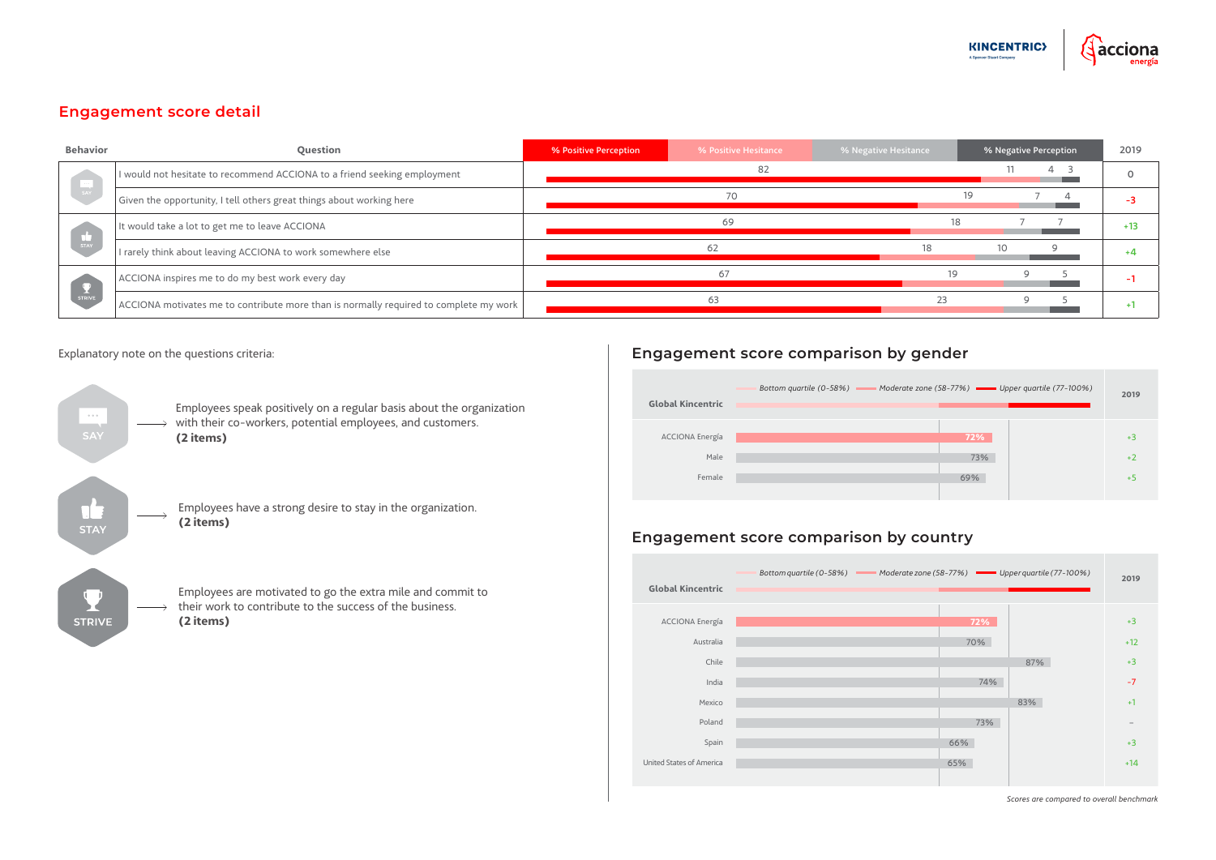## Engagement score detail

| Behavior | Question | % Positive Perception | % Positive Hesitance | % Negative Hesitance | % Negative Perception | 2019 |
|---|---|---|---|---|---|---|
| SAY | I would not hesitate to recommend ACCIONA to a friend seeking employment | 82 | 11 | 4 | 3 | 0 |
| | Given the opportunity, I tell others great things about working here | 70 | 19 | 7 | 4 | -3 |
| STAY | It would take a lot to get me to leave ACCIONA | 69 | 18 | 7 | 7 | +13 |
| | I rarely think about leaving ACCIONA to work somewhere else | 62 | 18 | 10 | 9 | +4 |
| STRIVE | ACCIONA inspires me to do my best work every day | 67 | 19 | 9 | 5 | -1 |
| | ACCIONA motivates me to contribute more than is normally required to complete my work | 63 | 23 | 9 | 5 | +1 |

Explanatory note on the questions criteria:

- **SAY** → Employees speak positively on a regular basis about the organization with their co-workers, potential employees, and customers. **(2 items)**
- **STAY** → Employees have a strong desire to stay in the organization. **(2 items)**
- **STRIVE** → Employees are motivated to go the extra mile and commit to their work to contribute to the success of the business. **(2 items)**

## Engagement score comparison by gender

Global Kincentric: *Bottom quartile (0-58%)* — *Moderate zone (58-77%)* — *Upper quartile (77-100%)*

| | Score | 2019 |
|---|---|---|
| ACCIONA Energía | 72% | +3 |
| Male | 73% | +2 |
| Female | 69% | +5 |

## Engagement score comparison by country

Global Kincentric: *Bottom quartile (0-58%)* — *Moderate zone (58-77%)* — *Upper quartile (77-100%)*

| | Score | 2019 |
|---|---|---|
| ACCIONA Energía | 72% | +3 |
| Australia | 70% | +12 |
| Chile | 87% | +3 |
| India | 74% | -7 |
| Mexico | 83% | +1 |
| Poland | 73% | – |
| Spain | 66% | +3 |
| United States of America | 65% | +14 |

*Scores are compared to overall benchmark*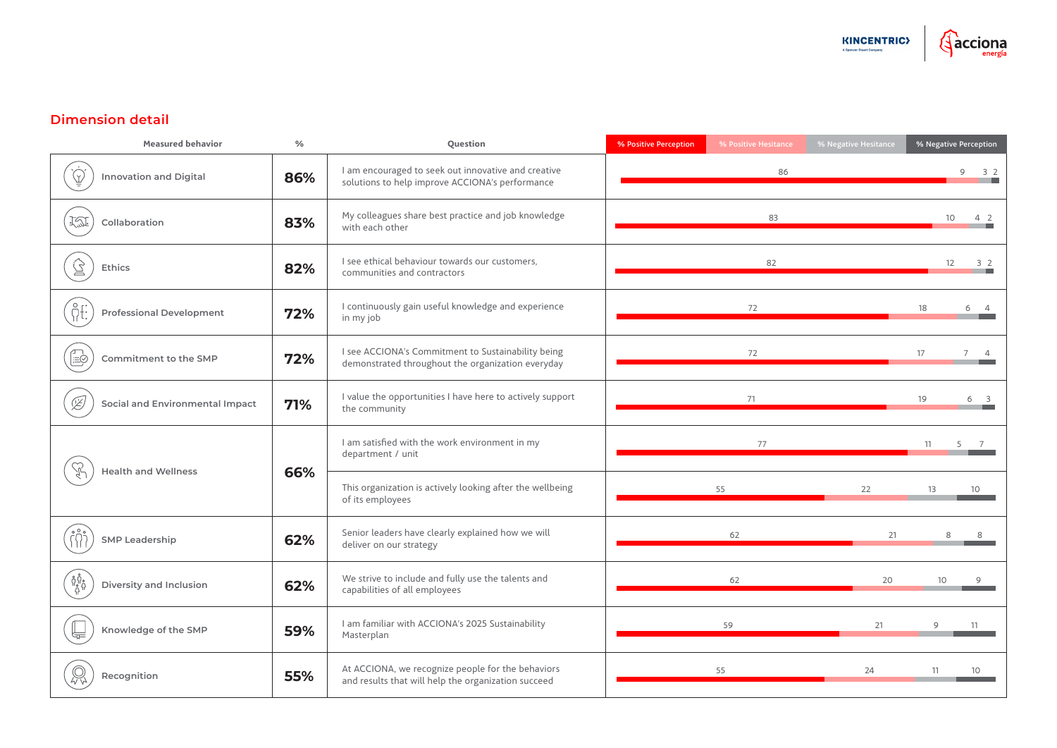## Dimension detail

| Measured behavior | % | Question | % Positive Perception | % Positive Hesitance | % Negative Hesitance | % Negative Perception |
|---|---|---|---|---|---|---|
| Innovation and Digital | 86% | I am encouraged to seek out innovative and creative solutions to help improve ACCIONA's performance | 86 | 9 | 3 | 2 |
| Collaboration | 83% | My colleagues share best practice and job knowledge with each other | 83 | 10 | 4 | 2 |
| Ethics | 82% | I see ethical behaviour towards our customers, communities and contractors | 82 | 12 | 3 | 2 |
| Professional Development | 72% | I continuously gain useful knowledge and experience in my job | 72 | 18 | 6 | 4 |
| Commitment to the SMP | 72% | I see ACCIONA's Commitment to Sustainability being demonstrated throughout the organization everyday | 72 | 17 | 7 | 4 |
| Social and Environmental Impact | 71% | I value the opportunities I have here to actively support the community | 71 | 19 | 6 | 3 |
| Health and Wellness | 66% | I am satisfied with the work environment in my department / unit | 77 | 11 | 5 | 7 |
| | | This organization is actively looking after the wellbeing of its employees | 55 | 22 | 13 | 10 |
| SMP Leadership | 62% | Senior leaders have clearly explained how we will deliver on our strategy | 62 | 21 | 8 | 8 |
| Diversity and Inclusion | 62% | We strive to include and fully use the talents and capabilities of all employees | 62 | 20 | 10 | 9 |
| Knowledge of the SMP | 59% | I am familiar with ACCIONA's 2025 Sustainability Masterplan | 59 | 21 | 9 | 11 |
| Recognition | 55% | At ACCIONA, we recognize people for the behaviors and results that will help the organization succeed | 55 | 24 | 11 | 10 |